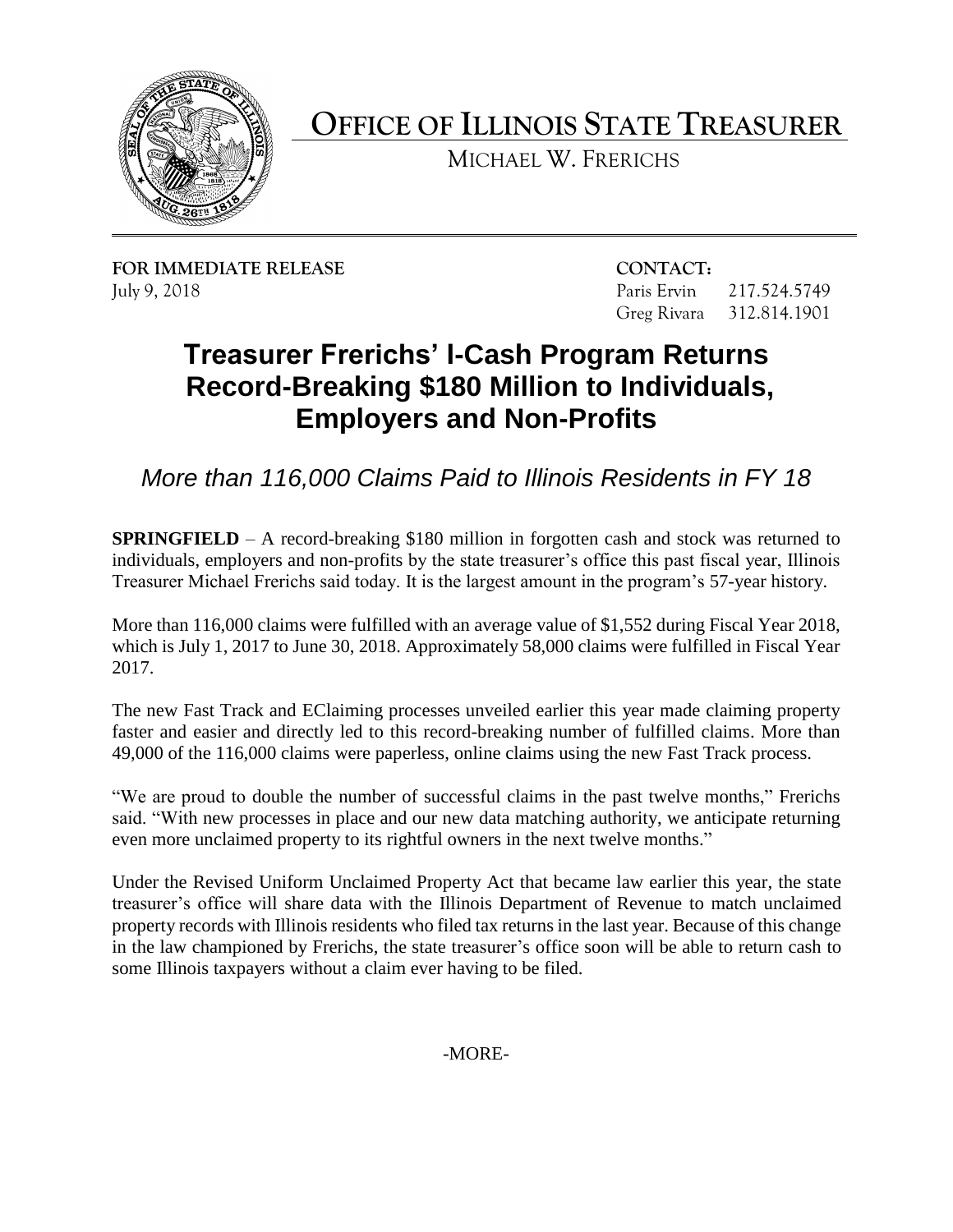# OFFICE OF ILLINOIS STATE TREASURER

MICHAEL W. FRERICHS

**FOR IMMEDIATE RELEASE**
July 9, 2018

**CONTACT:**
Paris Ervin 217.524.5749
Greg Rivara 312.814.1901

## Treasurer Frerichs' I-Cash Program Returns Record-Breaking $180 Million to Individuals, Employers and Non-Profits

### *More than 116,000 Claims Paid to Illinois Residents in FY 18*

**SPRINGFIELD** – A record-breaking $180 million in forgotten cash and stock was returned to individuals, employers and non-profits by the state treasurer's office this past fiscal year, Illinois Treasurer Michael Frerichs said today. It is the largest amount in the program's 57-year history.

More than 116,000 claims were fulfilled with an average value of $1,552 during Fiscal Year 2018, which is July 1, 2017 to June 30, 2018. Approximately 58,000 claims were fulfilled in Fiscal Year 2017.

The new Fast Track and EClaiming processes unveiled earlier this year made claiming property faster and easier and directly led to this record-breaking number of fulfilled claims. More than 49,000 of the 116,000 claims were paperless, online claims using the new Fast Track process.

"We are proud to double the number of successful claims in the past twelve months," Frerichs said. "With new processes in place and our new data matching authority, we anticipate returning even more unclaimed property to its rightful owners in the next twelve months."

Under the Revised Uniform Unclaimed Property Act that became law earlier this year, the state treasurer's office will share data with the Illinois Department of Revenue to match unclaimed property records with Illinois residents who filed tax returns in the last year. Because of this change in the law championed by Frerichs, the state treasurer's office soon will be able to return cash to some Illinois taxpayers without a claim ever having to be filed.

-MORE-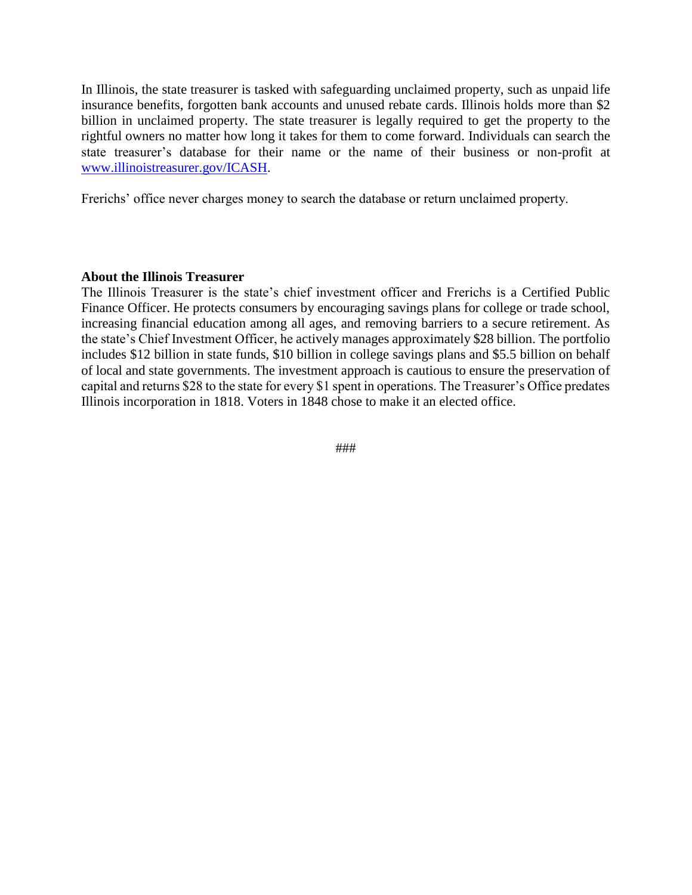In Illinois, the state treasurer is tasked with safeguarding unclaimed property, such as unpaid life insurance benefits, forgotten bank accounts and unused rebate cards. Illinois holds more than $2 billion in unclaimed property. The state treasurer is legally required to get the property to the rightful owners no matter how long it takes for them to come forward. Individuals can search the state treasurer's database for their name or the name of their business or non-profit at [www.illinoistreasurer.gov/ICASH](www.illinoistreasurer.gov/ICASH).

Frerichs' office never charges money to search the database or return unclaimed property.

**About the Illinois Treasurer**

The Illinois Treasurer is the state's chief investment officer and Frerichs is a Certified Public Finance Officer. He protects consumers by encouraging savings plans for college or trade school, increasing financial education among all ages, and removing barriers to a secure retirement. As the state's Chief Investment Officer, he actively manages approximately $28 billion. The portfolio includes $12 billion in state funds, $10 billion in college savings plans and $5.5 billion on behalf of local and state governments. The investment approach is cautious to ensure the preservation of capital and returns $28 to the state for every $1 spent in operations. The Treasurer's Office predates Illinois incorporation in 1818. Voters in 1848 chose to make it an elected office.

###